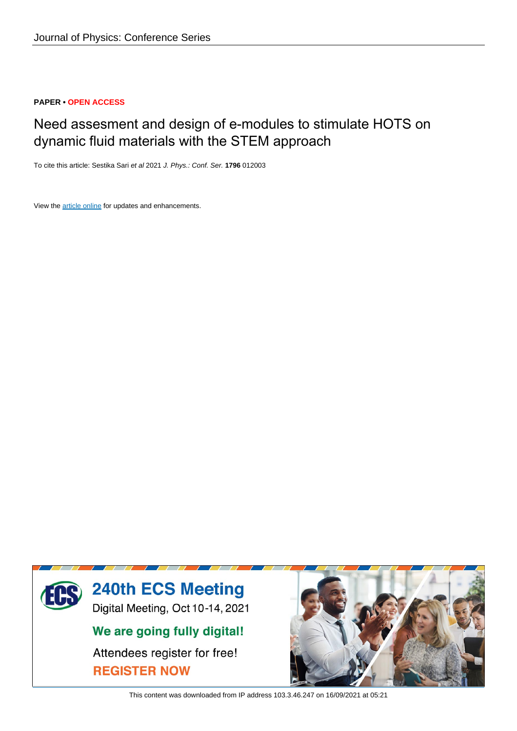Journal of Physics: Conference Series

**PAPER • OPEN ACCESS**

# Need assesment and design of e-modules to stimulate HOTS on dynamic fluid materials with the STEM approach

To cite this article: Sestika Sari *et al* 2021 *J. Phys.: Conf. Ser.* **1796** 012003

View the article online for updates and enhancements.

This content was downloaded from IP address 103.3.46.247 on 16/09/2021 at 05:21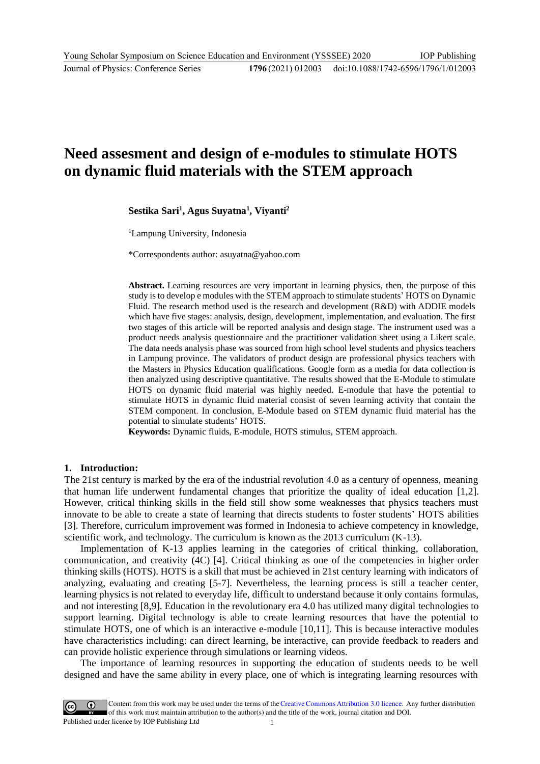# Need assesment and design of e-modules to stimulate HOTS on dynamic fluid materials with the STEM approach

**Sestika Sari[1], Agus Suyatna[1], Viyanti[2]**

[1]Lampung University, Indonesia

*Correspondents author: asuyatna@yahoo.com

**Abstract.** Learning resources are very important in learning physics, then, the purpose of this study is to develop e modules with the STEM approach to stimulate students' HOTS on Dynamic Fluid. The research method used is the research and development (R&D) with ADDIE models which have five stages: analysis, design, development, implementation, and evaluation. The first two stages of this article will be reported analysis and design stage. The instrument used was a product needs analysis questionnaire and the practitioner validation sheet using a Likert scale. The data needs analysis phase was sourced from high school level students and physics teachers in Lampung province. The validators of product design are professional physics teachers with the Masters in Physics Education qualifications. Google form as a media for data collection is then analyzed using descriptive quantitative. The results showed that the E-Module to stimulate HOTS on dynamic fluid material was highly needed. E-module that have the potential to stimulate HOTS in dynamic fluid material consist of seven learning activity that contain the STEM component. In conclusion, E-Module based on STEM dynamic fluid material has the potential to simulate students' HOTS.

**Keywords:** Dynamic fluids, E-module, HOTS stimulus, STEM approach.

## 1. Introduction:

The 21st century is marked by the era of the industrial revolution 4.0 as a century of openness, meaning that human life underwent fundamental changes that prioritize the quality of ideal education [1,2]. However, critical thinking skills in the field still show some weaknesses that physics teachers must innovate to be able to create a state of learning that directs students to foster students' HOTS abilities [3]. Therefore, curriculum improvement was formed in Indonesia to achieve competency in knowledge, scientific work, and technology. The curriculum is known as the 2013 curriculum (K-13).

Implementation of K-13 applies learning in the categories of critical thinking, collaboration, communication, and creativity (4C) [4]. Critical thinking as one of the competencies in higher order thinking skills (HOTS). HOTS is a skill that must be achieved in 21st century learning with indicators of analyzing, evaluating and creating [5-7]. Nevertheless, the learning process is still a teacher center, learning physics is not related to everyday life, difficult to understand because it only contains formulas, and not interesting [8,9]. Education in the revolutionary era 4.0 has utilized many digital technologies to support learning. Digital technology is able to create learning resources that have the potential to stimulate HOTS, one of which is an interactive e-module [10,11]. This is because interactive modules have characteristics including: can direct learning, be interactive, can provide feedback to readers and can provide holistic experience through simulations or learning videos.

The importance of learning resources in supporting the education of students needs to be well designed and have the same ability in every place, one of which is integrating learning resources with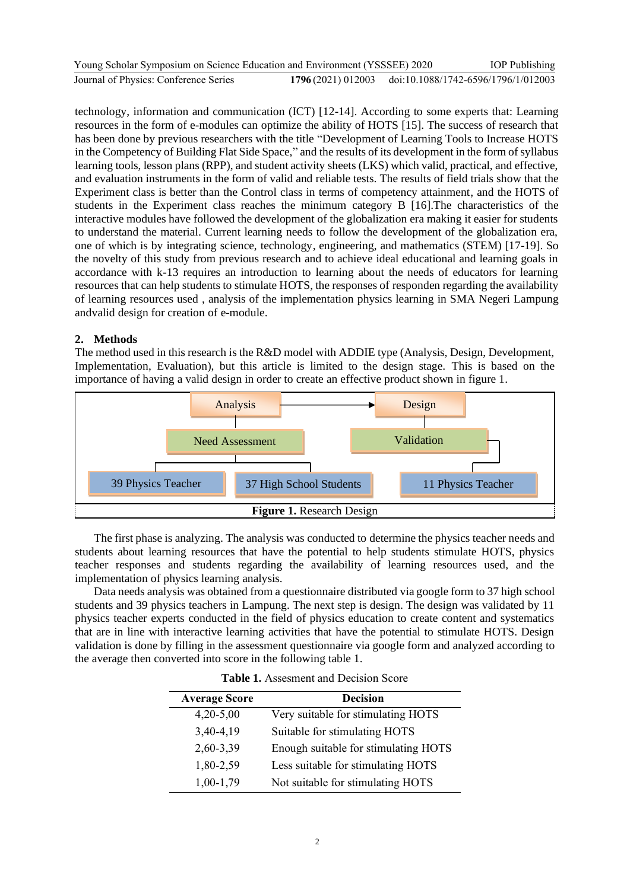technology, information and communication (ICT) [12-14]. According to some experts that: Learning resources in the form of e-modules can optimize the ability of HOTS [15]. The success of research that has been done by previous researchers with the title "Development of Learning Tools to Increase HOTS in the Competency of Building Flat Side Space," and the results of its development in the form of syllabus learning tools, lesson plans (RPP), and student activity sheets (LKS) which valid, practical, and effective, and evaluation instruments in the form of valid and reliable tests. The results of field trials show that the Experiment class is better than the Control class in terms of competency attainment, and the HOTS of students in the Experiment class reaches the minimum category B [16].The characteristics of the interactive modules have followed the development of the globalization era making it easier for students to understand the material. Current learning needs to follow the development of the globalization era, one of which is by integrating science, technology, engineering, and mathematics (STEM) [17-19]. So the novelty of this study from previous research and to achieve ideal educational and learning goals in accordance with k-13 requires an introduction to learning about the needs of educators for learning resources that can help students to stimulate HOTS, the responses of responden regarding the availability of learning resources used , analysis of the implementation physics learning in SMA Negeri Lampung andvalid design for creation of e-module.

## 2. Methods

The method used in this research is the R&D model with ADDIE type (Analysis, Design, Development, Implementation, Evaluation), but this article is limited to the design stage. This is based on the importance of having a valid design in order to create an effective product shown in figure 1.

Analysis → Design

Need Assessment — Validation

39 Physics Teacher — 37 High School Students — 11 Physics Teacher

**Figure 1.** Research Design

The first phase is analyzing. The analysis was conducted to determine the physics teacher needs and students about learning resources that have the potential to help students stimulate HOTS, physics teacher responses and students regarding the availability of learning resources used, and the implementation of physics learning analysis.

Data needs analysis was obtained from a questionnaire distributed via google form to 37 high school students and 39 physics teachers in Lampung. The next step is design. The design was validated by 11 physics teacher experts conducted in the field of physics education to create content and systematics that are in line with interactive learning activities that have the potential to stimulate HOTS. Design validation is done by filling in the assessment questionnaire via google form and analyzed according to the average then converted into score in the following table 1.

**Table 1.** Assesment and Decision Score

| Average Score | Decision |
|---|---|
| 4,20-5,00 | Very suitable for stimulating HOTS |
| 3,40-4,19 | Suitable for stimulating HOTS |
| 2,60-3,39 | Enough suitable for stimulating HOTS |
| 1,80-2,59 | Less suitable for stimulating HOTS |
| 1,00-1,79 | Not suitable for stimulating HOTS |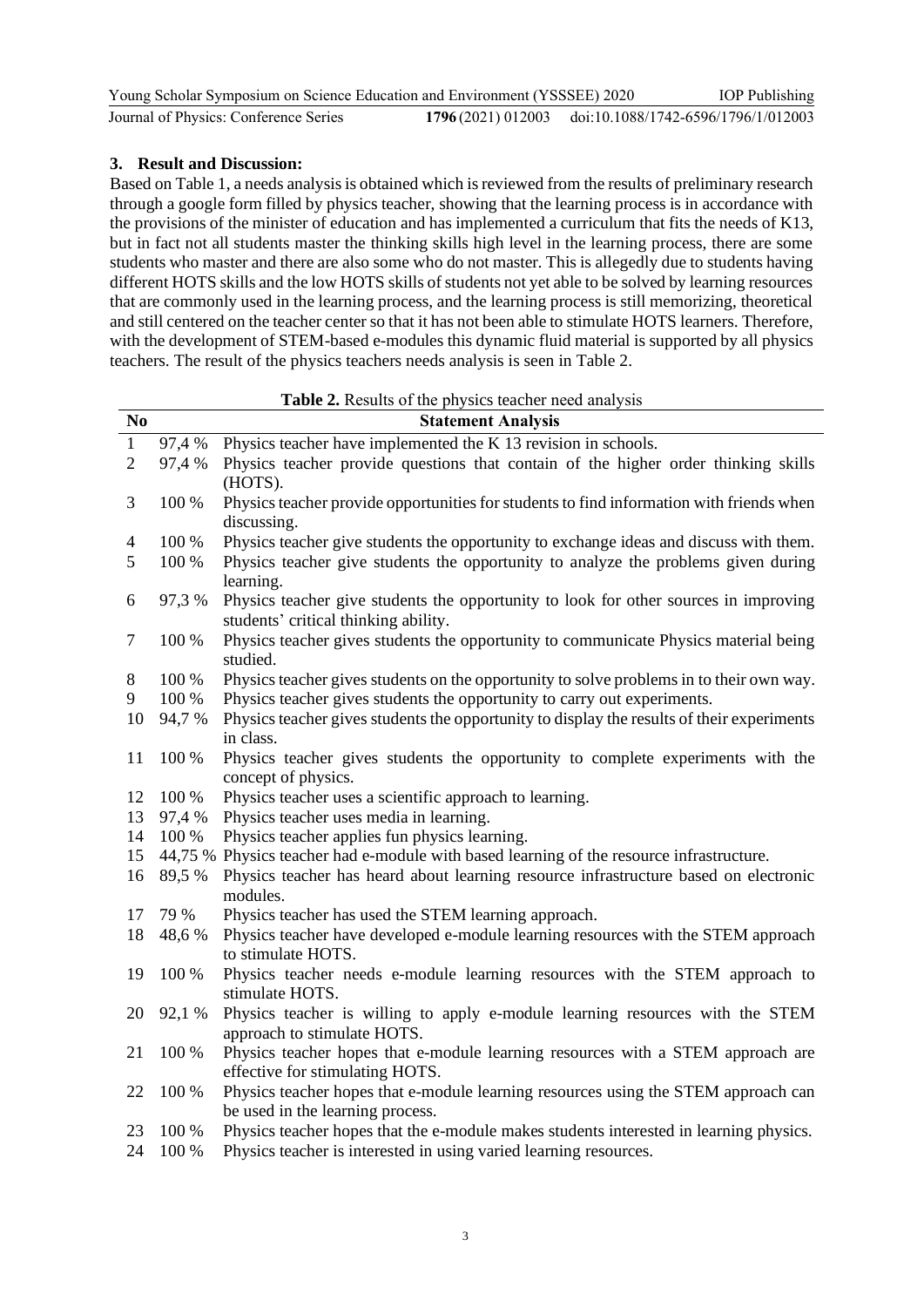## 3. Result and Discussion:

Based on Table 1, a needs analysis is obtained which is reviewed from the results of preliminary research through a google form filled by physics teacher, showing that the learning process is in accordance with the provisions of the minister of education and has implemented a curriculum that fits the needs of K13, but in fact not all students master the thinking skills high level in the learning process, there are some students who master and there are also some who do not master. This is allegedly due to students having different HOTS skills and the low HOTS skills of students not yet able to be solved by learning resources that are commonly used in the learning process, and the learning process is still memorizing, theoretical and still centered on the teacher center so that it has not been able to stimulate HOTS learners. Therefore, with the development of STEM-based e-modules this dynamic fluid material is supported by all physics teachers. The result of the physics teachers needs analysis is seen in Table 2.

**Table 2.** Results of the physics teacher need analysis

| No | | Statement Analysis |
|---|---|---|
| 1 | 97,4 % | Physics teacher have implemented the K 13 revision in schools. |
| 2 | 97,4 % | Physics teacher provide questions that contain of the higher order thinking skills (HOTS). |
| 3 | 100 % | Physics teacher provide opportunities for students to find information with friends when discussing. |
| 4 | 100 % | Physics teacher give students the opportunity to exchange ideas and discuss with them. |
| 5 | 100 % | Physics teacher give students the opportunity to analyze the problems given during learning. |
| 6 | 97,3 % | Physics teacher give students the opportunity to look for other sources in improving students' critical thinking ability. |
| 7 | 100 % | Physics teacher gives students the opportunity to communicate Physics material being studied. |
| 8 | 100 % | Physics teacher gives students on the opportunity to solve problems in to their own way. |
| 9 | 100 % | Physics teacher gives students the opportunity to carry out experiments. |
| 10 | 94,7 % | Physics teacher gives students the opportunity to display the results of their experiments in class. |
| 11 | 100 % | Physics teacher gives students the opportunity to complete experiments with the concept of physics. |
| 12 | 100 % | Physics teacher uses a scientific approach to learning. |
| 13 | 97,4 % | Physics teacher uses media in learning. |
| 14 | 100 % | Physics teacher applies fun physics learning. |
| 15 | 44,75 % | Physics teacher had e-module with based learning of the resource infrastructure. |
| 16 | 89,5 % | Physics teacher has heard about learning resource infrastructure based on electronic modules. |
| 17 | 79 % | Physics teacher has used the STEM learning approach. |
| 18 | 48,6 % | Physics teacher have developed e-module learning resources with the STEM approach to stimulate HOTS. |
| 19 | 100 % | Physics teacher needs e-module learning resources with the STEM approach to stimulate HOTS. |
| 20 | 92,1 % | Physics teacher is willing to apply e-module learning resources with the STEM approach to stimulate HOTS. |
| 21 | 100 % | Physics teacher hopes that e-module learning resources with a STEM approach are effective for stimulating HOTS. |
| 22 | 100 % | Physics teacher hopes that e-module learning resources using the STEM approach can be used in the learning process. |
| 23 | 100 % | Physics teacher hopes that the e-module makes students interested in learning physics. |
| 24 | 100 % | Physics teacher is interested in using varied learning resources. |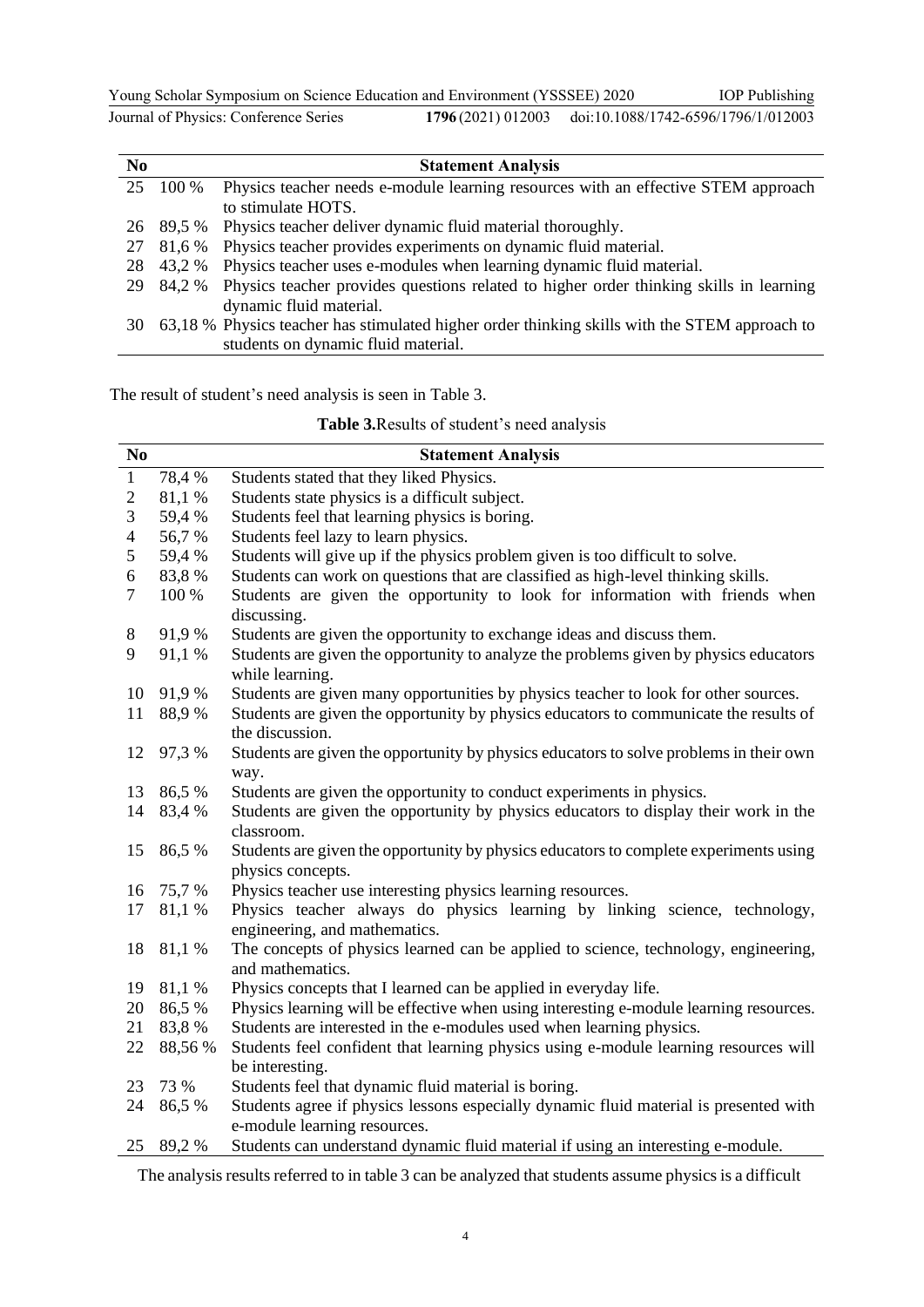| No | | Statement Analysis |
|---|---|---|
| 25 | 100 % | Physics teacher needs e-module learning resources with an effective STEM approach to stimulate HOTS. |
| 26 | 89,5 % | Physics teacher deliver dynamic fluid material thoroughly. |
| 27 | 81,6 % | Physics teacher provides experiments on dynamic fluid material. |
| 28 | 43,2 % | Physics teacher uses e-modules when learning dynamic fluid material. |
| 29 | 84,2 % | Physics teacher provides questions related to higher order thinking skills in learning dynamic fluid material. |
| 30 | 63,18 % | Physics teacher has stimulated higher order thinking skills with the STEM approach to students on dynamic fluid material. |

The result of student's need analysis is seen in Table 3.

**Table 3.** Results of student's need analysis

| No | | Statement Analysis |
|---|---|---|
| 1 | 78,4 % | Students stated that they liked Physics. |
| 2 | 81,1 % | Students state physics is a difficult subject. |
| 3 | 59,4 % | Students feel that learning physics is boring. |
| 4 | 56,7 % | Students feel lazy to learn physics. |
| 5 | 59,4 % | Students will give up if the physics problem given is too difficult to solve. |
| 6 | 83,8 % | Students can work on questions that are classified as high-level thinking skills. |
| 7 | 100 % | Students are given the opportunity to look for information with friends when discussing. |
| 8 | 91,9 % | Students are given the opportunity to exchange ideas and discuss them. |
| 9 | 91,1 % | Students are given the opportunity to analyze the problems given by physics educators while learning. |
| 10 | 91,9 % | Students are given many opportunities by physics teacher to look for other sources. |
| 11 | 88,9 % | Students are given the opportunity by physics educators to communicate the results of the discussion. |
| 12 | 97,3 % | Students are given the opportunity by physics educators to solve problems in their own way. |
| 13 | 86,5 % | Students are given the opportunity to conduct experiments in physics. |
| 14 | 83,4 % | Students are given the opportunity by physics educators to display their work in the classroom. |
| 15 | 86,5 % | Students are given the opportunity by physics educators to complete experiments using physics concepts. |
| 16 | 75,7 % | Physics teacher use interesting physics learning resources. |
| 17 | 81,1 % | Physics teacher always do physics learning by linking science, technology, engineering, and mathematics. |
| 18 | 81,1 % | The concepts of physics learned can be applied to science, technology, engineering, and mathematics. |
| 19 | 81,1 % | Physics concepts that I learned can be applied in everyday life. |
| 20 | 86,5 % | Physics learning will be effective when using interesting e-module learning resources. |
| 21 | 83,8 % | Students are interested in the e-modules used when learning physics. |
| 22 | 88,56 % | Students feel confident that learning physics using e-module learning resources will be interesting. |
| 23 | 73 % | Students feel that dynamic fluid material is boring. |
| 24 | 86,5 % | Students agree if physics lessons especially dynamic fluid material is presented with e-module learning resources. |
| 25 | 89,2 % | Students can understand dynamic fluid material if using an interesting e-module. |

The analysis results referred to in table 3 can be analyzed that students assume physics is a difficult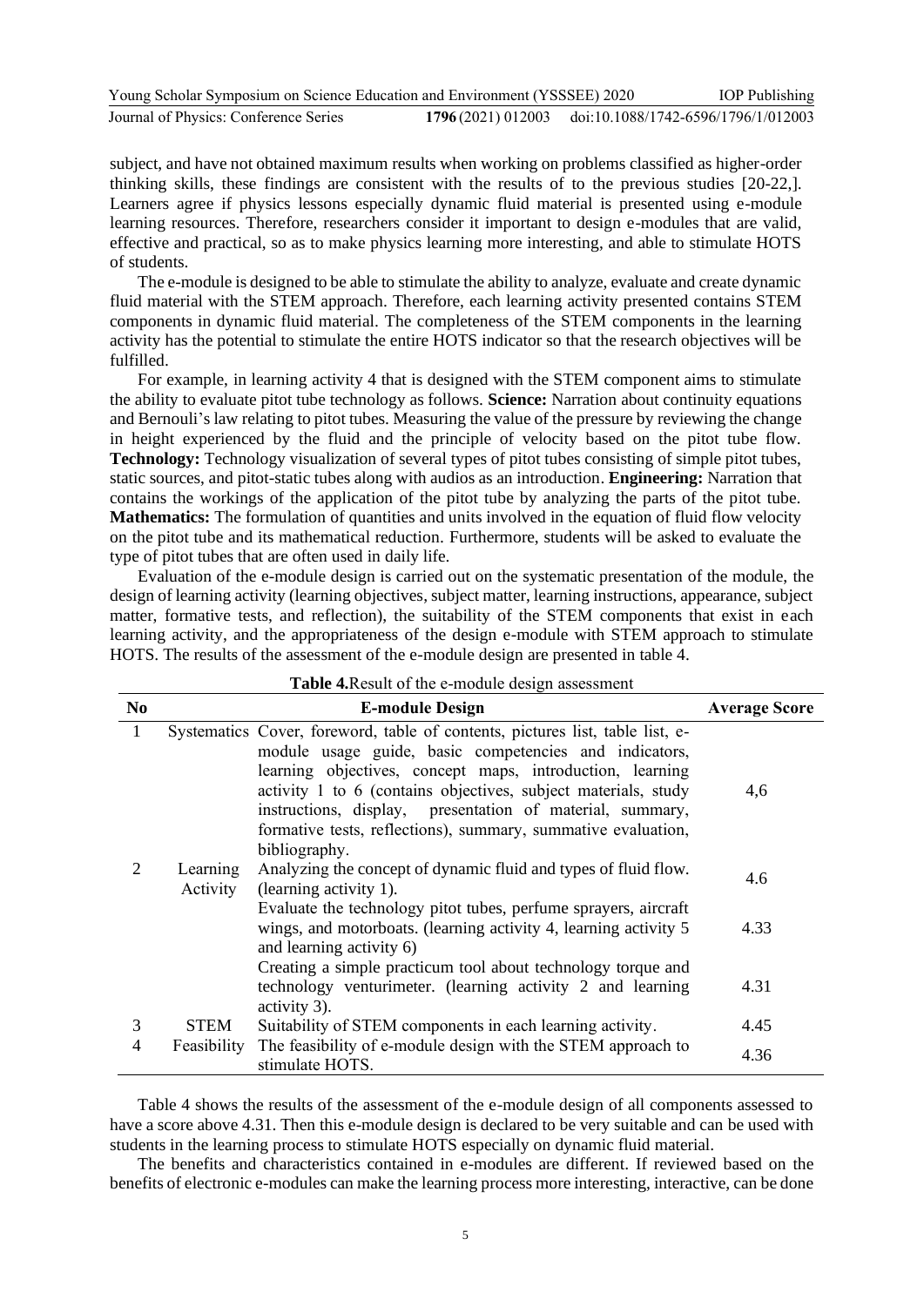subject, and have not obtained maximum results when working on problems classified as higher-order thinking skills, these findings are consistent with the results of to the previous studies [20-22,]. Learners agree if physics lessons especially dynamic fluid material is presented using e-module learning resources. Therefore, researchers consider it important to design e-modules that are valid, effective and practical, so as to make physics learning more interesting, and able to stimulate HOTS of students.

The e-module is designed to be able to stimulate the ability to analyze, evaluate and create dynamic fluid material with the STEM approach. Therefore, each learning activity presented contains STEM components in dynamic fluid material. The completeness of the STEM components in the learning activity has the potential to stimulate the entire HOTS indicator so that the research objectives will be fulfilled.

For example, in learning activity 4 that is designed with the STEM component aims to stimulate the ability to evaluate pitot tube technology as follows. **Science:** Narration about continuity equations and Bernouli's law relating to pitot tubes. Measuring the value of the pressure by reviewing the change in height experienced by the fluid and the principle of velocity based on the pitot tube flow. **Technology:** Technology visualization of several types of pitot tubes consisting of simple pitot tubes, static sources, and pitot-static tubes along with audios as an introduction. **Engineering:** Narration that contains the workings of the application of the pitot tube by analyzing the parts of the pitot tube. **Mathematics:** The formulation of quantities and units involved in the equation of fluid flow velocity on the pitot tube and its mathematical reduction. Furthermore, students will be asked to evaluate the type of pitot tubes that are often used in daily life.

Evaluation of the e-module design is carried out on the systematic presentation of the module, the design of learning activity (learning objectives, subject matter, learning instructions, appearance, subject matter, formative tests, and reflection), the suitability of the STEM components that exist in each learning activity, and the appropriateness of the design e-module with STEM approach to stimulate HOTS. The results of the assessment of the e-module design are presented in table 4.

**Table 4.** Result of the e-module design assessment

| No | E-module Design | | Average Score |
|---|---|---|---|
| 1 | Systematics | Cover, foreword, table of contents, pictures list, table list, e-module usage guide, basic competencies and indicators, learning objectives, concept maps, introduction, learning activity 1 to 6 (contains objectives, subject materials, study instructions, display, presentation of material, summary, formative tests, reflections), summary, summative evaluation, bibliography. | 4,6 |
| 2 | Learning Activity | Analyzing the concept of dynamic fluid and types of fluid flow. (learning activity 1). | 4.6 |
| | | Evaluate the technology pitot tubes, perfume sprayers, aircraft wings, and motorboats. (learning activity 4, learning activity 5 and learning activity 6) | 4.33 |
| | | Creating a simple practicum tool about technology torque and technology venturimeter. (learning activity 2 and learning activity 3). | 4.31 |
| 3 | STEM | Suitability of STEM components in each learning activity. | 4.45 |
| 4 | Feasibility | The feasibility of e-module design with the STEM approach to stimulate HOTS. | 4.36 |

Table 4 shows the results of the assessment of the e-module design of all components assessed to have a score above 4.31. Then this e-module design is declared to be very suitable and can be used with students in the learning process to stimulate HOTS especially on dynamic fluid material.

The benefits and characteristics contained in e-modules are different. If reviewed based on the benefits of electronic e-modules can make the learning process more interesting, interactive, can be done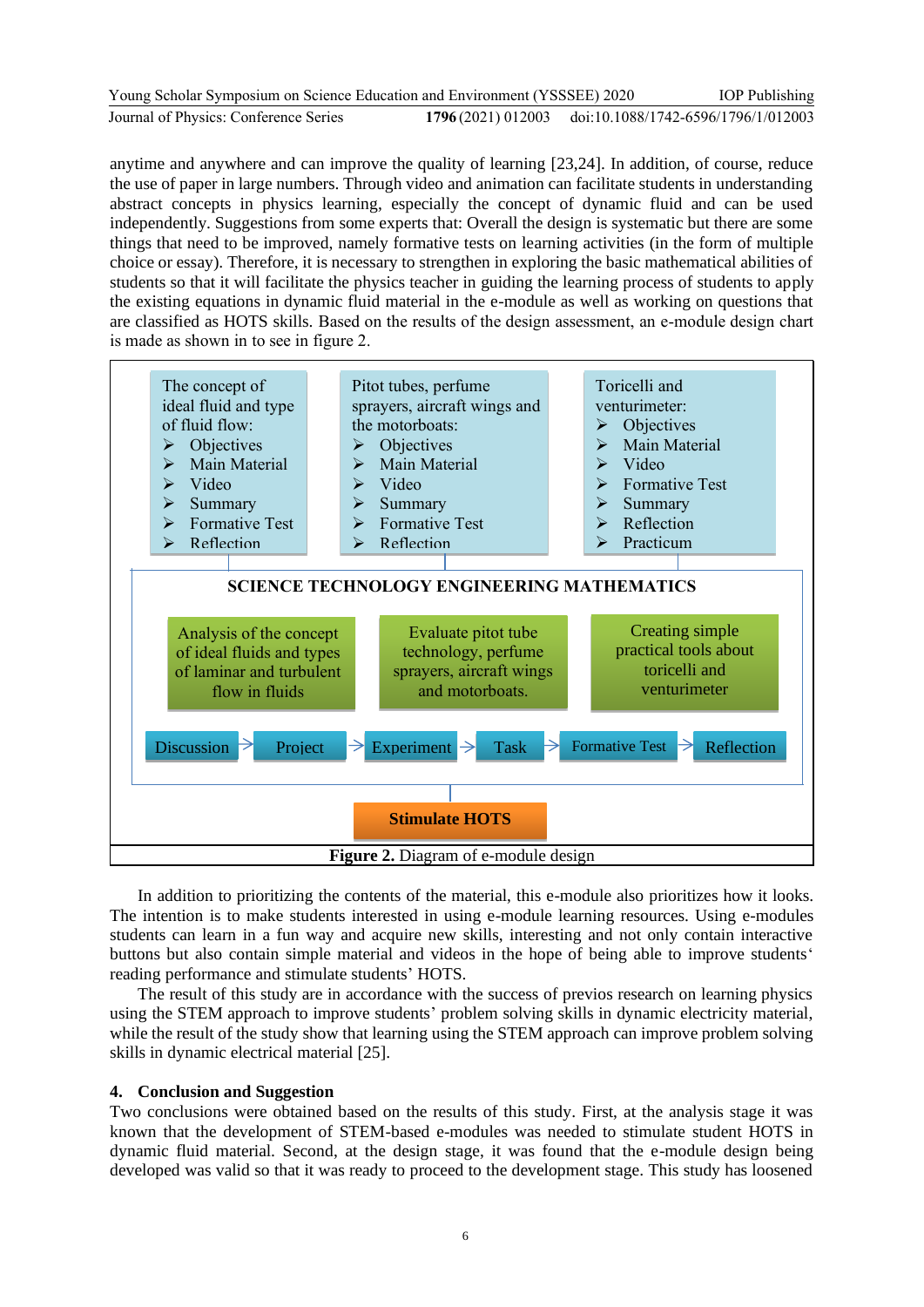anytime and anywhere and can improve the quality of learning [23,24]. In addition, of course, reduce the use of paper in large numbers. Through video and animation can facilitate students in understanding abstract concepts in physics learning, especially the concept of dynamic fluid and can be used independently. Suggestions from some experts that: Overall the design is systematic but there are some things that need to be improved, namely formative tests on learning activities (in the form of multiple choice or essay). Therefore, it is necessary to strengthen in exploring the basic mathematical abilities of students so that it will facilitate the physics teacher in guiding the learning process of students to apply the existing equations in dynamic fluid material in the e-module as well as working on questions that are classified as HOTS skills. Based on the results of the design assessment, an e-module design chart is made as shown in to see in figure 2.

The concept of ideal fluid and type of fluid flow:
- Objectives
- Main Material
- Video
- Summary
- Formative Test
- Reflection

Pitot tubes, perfume sprayers, aircraft wings and the motorboats:
- Objectives
- Main Material
- Video
- Summary
- Formative Test
- Reflection

Toricelli and venturimeter:
- Objectives
- Main Material
- Video
- Formative Test
- Summary
- Reflection
- Practicum

**SCIENCE TECHNOLOGY ENGINEERING MATHEMATICS**

Analysis of the concept of ideal fluids and types of laminar and turbulent flow in fluids

Evaluate pitot tube technology, perfume sprayers, aircraft wings and motorboats.

Creating simple practical tools about toricelli and venturimeter

Discussion → Project → Experiment → Task → Formative Test → Reflection

**Stimulate HOTS**

**Figure 2.** Diagram of e-module design

In addition to prioritizing the contents of the material, this e-module also prioritizes how it looks. The intention is to make students interested in using e-module learning resources. Using e-modules students can learn in a fun way and acquire new skills, interesting and not only contain interactive buttons but also contain simple material and videos in the hope of being able to improve students' reading performance and stimulate students' HOTS.

The result of this study are in accordance with the success of previos research on learning physics using the STEM approach to improve students' problem solving skills in dynamic electricity material, while the result of the study show that learning using the STEM approach can improve problem solving skills in dynamic electrical material [25].

## 4. Conclusion and Suggestion

Two conclusions were obtained based on the results of this study. First, at the analysis stage it was known that the development of STEM-based e-modules was needed to stimulate student HOTS in dynamic fluid material. Second, at the design stage, it was found that the e-module design being developed was valid so that it was ready to proceed to the development stage. This study has loosened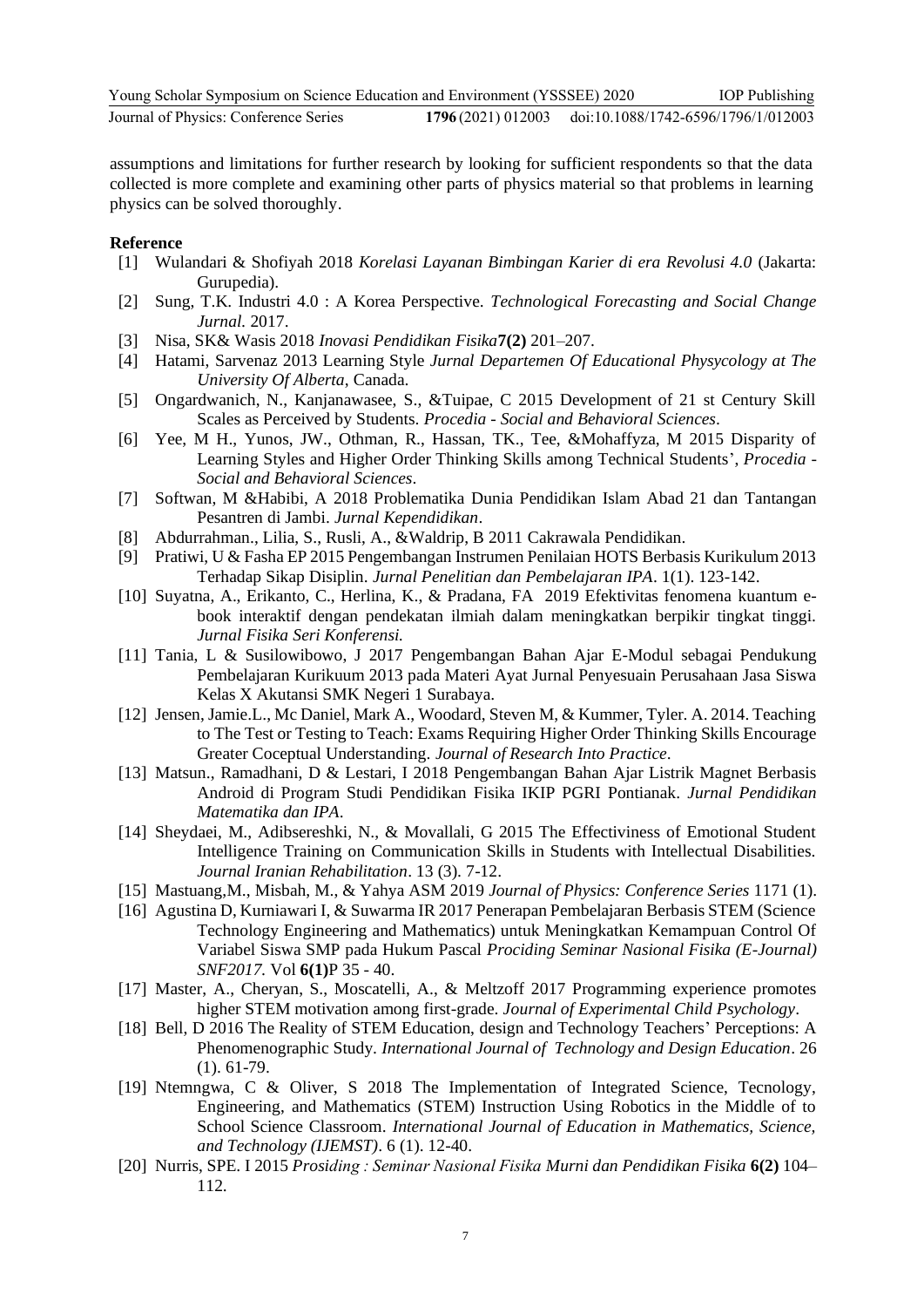assumptions and limitations for further research by looking for sufficient respondents so that the data collected is more complete and examining other parts of physics material so that problems in learning physics can be solved thoroughly.

**Reference**

[1] Wulandari & Shofiyah 2018 *Korelasi Layanan Bimbingan Karier di era Revolusi 4.0* (Jakarta: Gurupedia).

[2] Sung, T.K. Industri 4.0 : A Korea Perspective. *Technological Forecasting and Social Change Jurnal.* 2017.

[3] Nisa, SK& Wasis 2018 *Inovasi Pendidikan Fisika***7(2)** 201–207.

[4] Hatami, Sarvenaz 2013 Learning Style *Jurnal Departemen Of Educational Physycology at The University Of Alberta*, Canada.

[5] Ongardwanich, N., Kanjanawasee, S., &Tuipae, C 2015 Development of 21 st Century Skill Scales as Perceived by Students. *Procedia - Social and Behavioral Sciences*.

[6] Yee, M H., Yunos, JW., Othman, R., Hassan, TK., Tee, &Mohaffyza, M 2015 Disparity of Learning Styles and Higher Order Thinking Skills among Technical Students', *Procedia - Social and Behavioral Sciences*.

[7] Softwan, M &Habibi, A 2018 Problematika Dunia Pendidikan Islam Abad 21 dan Tantangan Pesantren di Jambi. *Jurnal Kependidikan*.

[8] Abdurrahman., Lilia, S., Rusli, A., &Waldrip, B 2011 Cakrawala Pendidikan.

[9] Pratiwi, U & Fasha EP 2015 Pengembangan Instrumen Penilaian HOTS Berbasis Kurikulum 2013 Terhadap Sikap Disiplin. *Jurnal Penelitian dan Pembelajaran IPA*. 1(1). 123-142.

[10] Suyatna, A., Erikanto, C., Herlina, K., & Pradana, FA 2019 Efektivitas fenomena kuantum e-book interaktif dengan pendekatan ilmiah dalam meningkatkan berpikir tingkat tinggi. *Jurnal Fisika Seri Konferensi.*

[11] Tania, L & Susilowibowo, J 2017 Pengembangan Bahan Ajar E-Modul sebagai Pendukung Pembelajaran Kurikuum 2013 pada Materi Ayat Jurnal Penyesuain Perusahaan Jasa Siswa Kelas X Akutansi SMK Negeri 1 Surabaya.

[12] Jensen, Jamie.L., Mc Daniel, Mark A., Woodard, Steven M, & Kummer, Tyler. A. 2014. Teaching to The Test or Testing to Teach: Exams Requiring Higher Order Thinking Skills Encourage Greater Coceptual Understanding. *Journal of Research Into Practice*.

[13] Matsun., Ramadhani, D & Lestari, I 2018 Pengembangan Bahan Ajar Listrik Magnet Berbasis Android di Program Studi Pendidikan Fisika IKIP PGRI Pontianak. *Jurnal Pendidikan Matematika dan IPA*.

[14] Sheydaei, M., Adibsereshki, N., & Movallali, G 2015 The Effectiviness of Emotional Student Intelligence Training on Communication Skills in Students with Intellectual Disabilities. *Journal Iranian Rehabilitation*. 13 (3). 7-12.

[15] Mastuang,M., Misbah, M., & Yahya ASM 2019 *Journal of Physics: Conference Series* 1171 (1).

[16] Agustina D, Kurniawari I, & Suwarma IR 2017 Penerapan Pembelajaran Berbasis STEM (Science Technology Engineering and Mathematics) untuk Meningkatkan Kemampuan Control Of Variabel Siswa SMP pada Hukum Pascal *Prociding Seminar Nasional Fisika (E-Journal) SNF2017.* Vol **6(1)**P 35 - 40.

[17] Master, A., Cheryan, S., Moscatelli, A., & Meltzoff 2017 Programming experience promotes higher STEM motivation among first-grade. *Journal of Experimental Child Psychology*.

[18] Bell, D 2016 The Reality of STEM Education, design and Technology Teachers' Perceptions: A Phenomenographic Study. *International Journal of Technology and Design Education*. 26 (1). 61-79.

[19] Ntemngwa, C & Oliver, S 2018 The Implementation of Integrated Science, Tecnology, Engineering, and Mathematics (STEM) Instruction Using Robotics in the Middle of to School Science Classroom. *International Journal of Education in Mathematics, Science, and Technology (IJEMST)*. 6 (1). 12-40.

[20] Nurris, SPE. I 2015 *Prosiding : Seminar Nasional Fisika Murni dan Pendidikan Fisika* **6(2)** 104–112.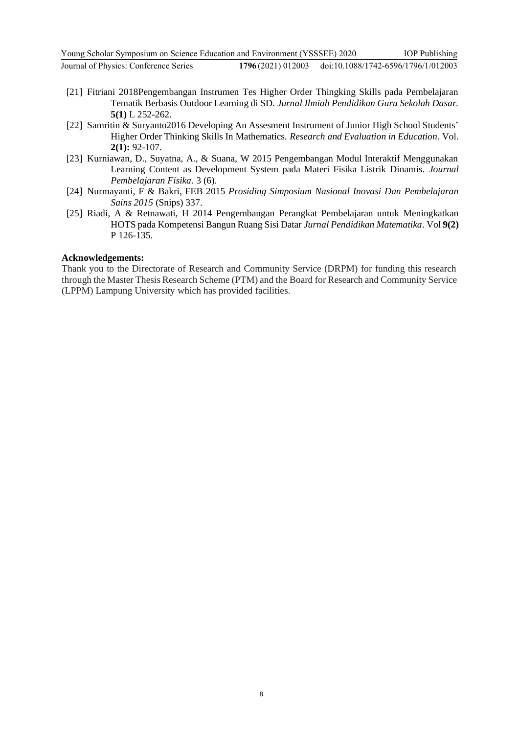[21] Fitriani 2018Pengembangan Instrumen Tes Higher Order Thingking Skills pada Pembelajaran Tematik Berbasis Outdoor Learning di SD. *Jurnal Ilmiah Pendidikan Guru Sekolah Dasar.* **5(1)** L 252-262.

[22] Samritin & Suryanto2016 Developing An Assesment Instrument of Junior High School Students' Higher Order Thinking Skills In Mathematics. *Research and Evaluation in Education*. Vol. **2(1):** 92-107.

[23] Kurniawan, D., Suyatna, A., & Suana, W 2015 Pengembangan Modul Interaktif Menggunakan Learning Content as Development System pada Materi Fisika Listrik Dinamis. *Journal Pembelajaran Fisika.* 3 (6).

[24] Nurmayanti, F & Bakri, FEB 2015 *Prosiding Simposium Nasional Inovasi Dan Pembelajaran Sains 2015* (Snips) 337.

[25] Riadi, A & Retnawati, H 2014 Pengembangan Perangkat Pembelajaran untuk Meningkatkan HOTS pada Kompetensi Bangun Ruang Sisi Datar *Jurnal Pendidikan Matematika*. Vol **9(2)** P 126-135.

**Acknowledgements:**

Thank you to the Directorate of Research and Community Service (DRPM) for funding this research through the Master Thesis Research Scheme (PTM) and the Board for Research and Community Service (LPPM) Lampung University which has provided facilities.